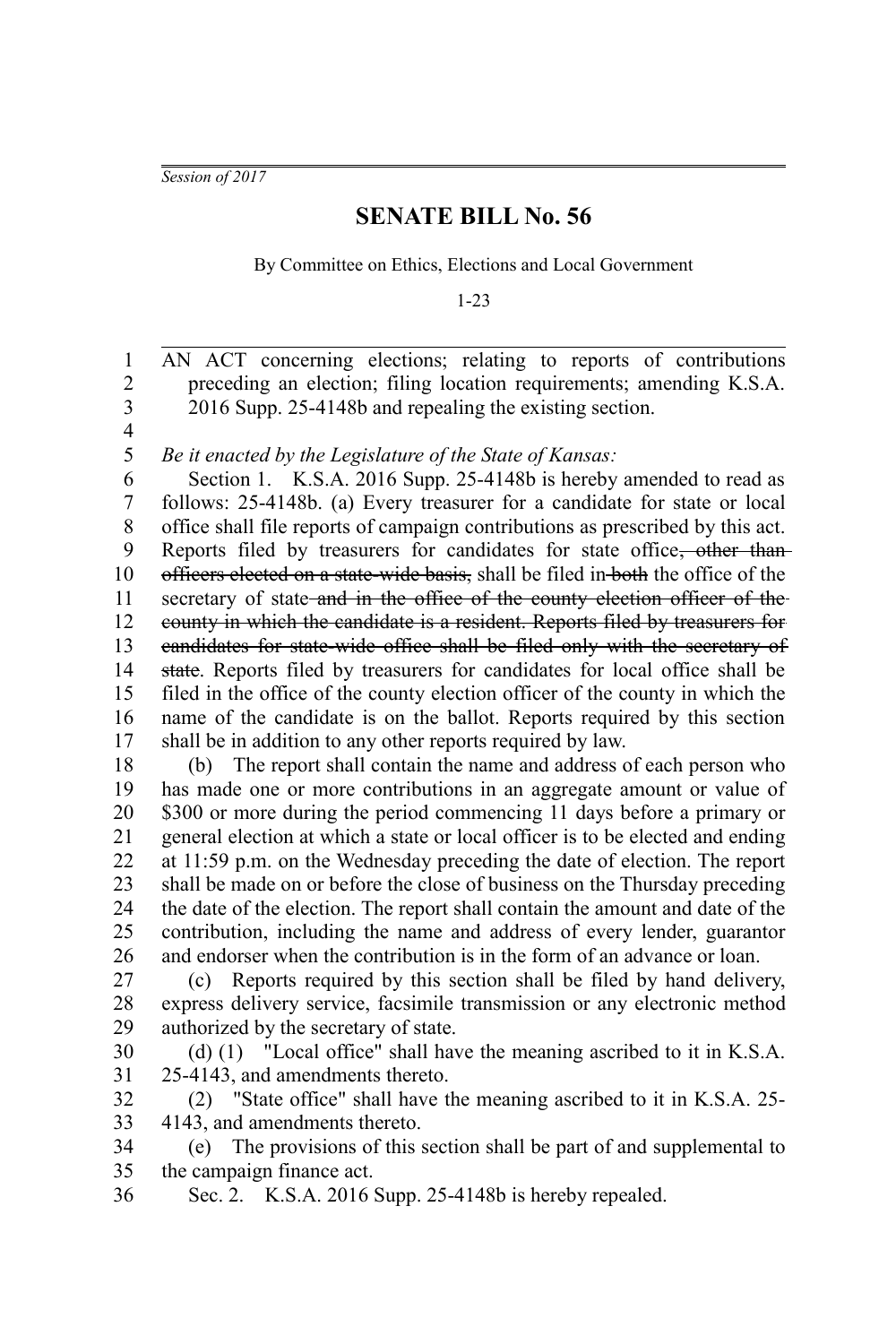*Session of 2017*

# SENATE BILL No. 56

By Committee on Ethics, Elections and Local Government

1-23

AN ACT concerning elections; relating to reports of contributions preceding an election; filing location requirements; amending K.S.A. 2016 Supp. 25-4148b and repealing the existing section.

*Be it enacted by the Legislature of the State of Kansas:*

Section 1. K.S.A. 2016 Supp. 25-4148b is hereby amended to read as follows: 25-4148b. (a) Every treasurer for a candidate for state or local office shall file reports of campaign contributions as prescribed by this act. Reports filed by treasurers for candidates for state office~~, other than officers elected on a state-wide basis,~~ shall be filed in ~~both~~ the office of the secretary of state ~~and in the office of the county election officer of the county in which the candidate is a resident. Reports filed by treasurers for candidates for state-wide office shall be filed only with the secretary of state~~. Reports filed by treasurers for candidates for local office shall be filed in the office of the county election officer of the county in which the name of the candidate is on the ballot. Reports required by this section shall be in addition to any other reports required by law.

(b) The report shall contain the name and address of each person who has made one or more contributions in an aggregate amount or value of $300 or more during the period commencing 11 days before a primary or general election at which a state or local officer is to be elected and ending at 11:59 p.m. on the Wednesday preceding the date of election. The report shall be made on or before the close of business on the Thursday preceding the date of the election. The report shall contain the amount and date of the contribution, including the name and address of every lender, guarantor and endorser when the contribution is in the form of an advance or loan.

(c) Reports required by this section shall be filed by hand delivery, express delivery service, facsimile transmission or any electronic method authorized by the secretary of state.

(d) (1) "Local office" shall have the meaning ascribed to it in K.S.A. 25-4143, and amendments thereto.

(2) "State office" shall have the meaning ascribed to it in K.S.A. 25-4143, and amendments thereto.

(e) The provisions of this section shall be part of and supplemental to the campaign finance act.

Sec. 2. K.S.A. 2016 Supp. 25-4148b is hereby repealed.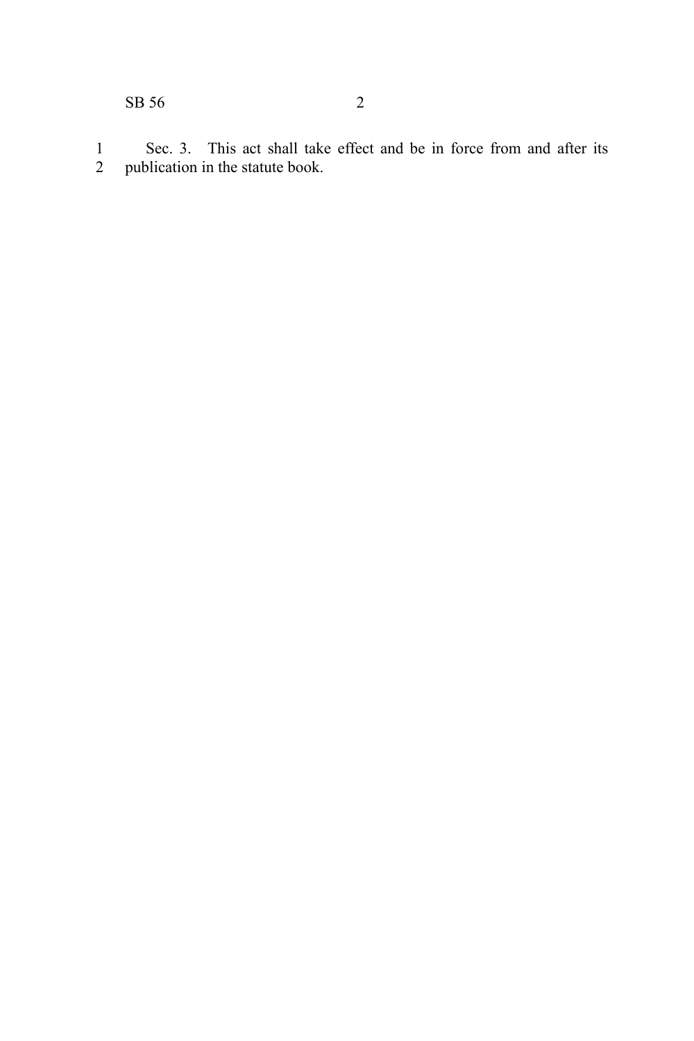Sec. 3. This act shall take effect and be in force from and after its publication in the statute book.